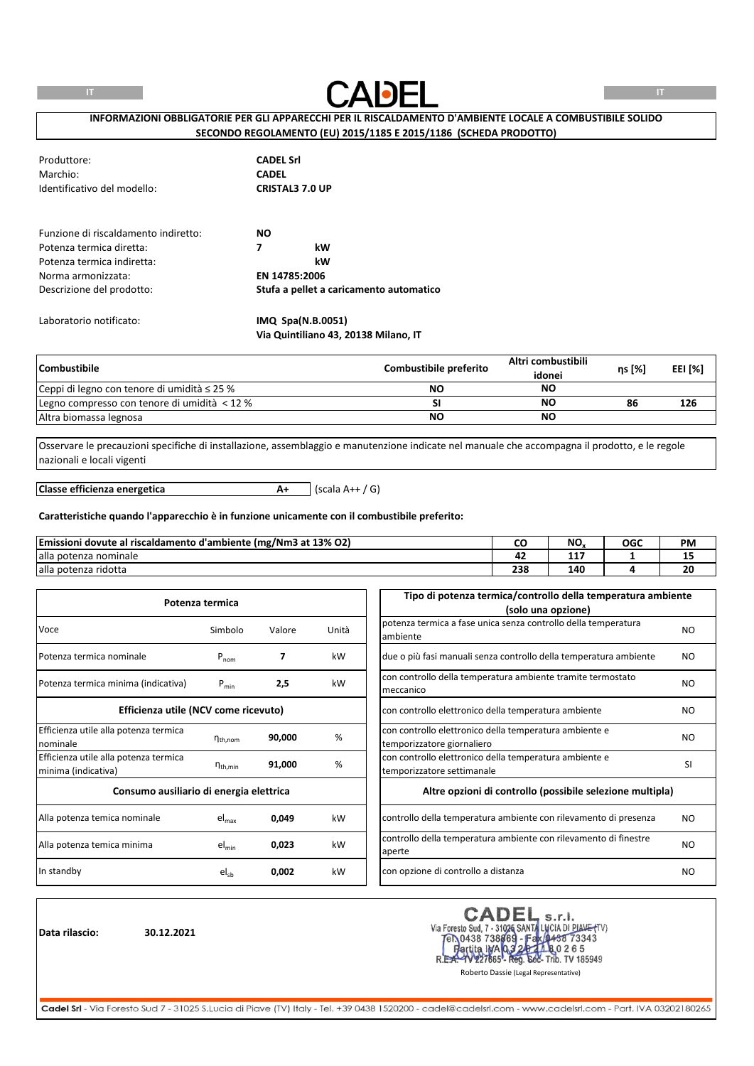# CADEL

**INFORMAZIONI OBBLIGATORIE PER GLI APPARECCHI PER IL RISCALDAMENTO D'AMBIENTE LOCALE A COMBUSTIBILE SOLIDO SECONDO REGOLAMENTO (EU) 2015/1185 E 2015/1186 (SCHEDA PRODOTTO)**

| | |
|---|---|
| Produttore: | **CADEL Srl** |
| Marchio: | **CADEL** |
| Identificativo del modello: | **CRISTAL3 7.0 UP** |

| | |
|---|---|
| Funzione di riscaldamento indiretto: | **NO** |
| Potenza termica diretta: | **7 kW** |
| Potenza termica indiretta: | **kW** |
| Norma armonizzata: | **EN 14785:2006** |
| Descrizione del prodotto: | **Stufa a pellet a caricamento automatico** |
| Laboratorio notificato: | **IMQ Spa(N.B.0051)** **Via Quintiliano 43, 20138 Milano, IT** |

| Combustibile | Combustibile preferito | Altri combustibili idonei | ηs [%] | EEI [%] |
|---|---|---|---|---|
| Ceppi di legno con tenore di umidità ≤ 25 % | NO | NO | | |
| Legno compresso con tenore di umidità < 12 % | SI | NO | 86 | 126 |
| Altra biomassa legnosa | NO | NO | | |

Osservare le precauzioni specifiche di installazione, assemblaggio e manutenzione indicate nel manuale che accompagna il prodotto, e le regole nazionali e locali vigenti

**Classe efficienza energetica** **A+** (scala A++ / G)

**Caratteristiche quando l'apparecchio è in funzione unicamente con il combustibile preferito:**

| Emissioni dovute al riscaldamento d'ambiente (mg/Nm3 at 13% O2) | CO | $NO_x$ | OGC | PM |
|---|---|---|---|---|
| alla potenza nominale | 42 | 117 | 1 | 15 |
| alla potenza ridotta | 238 | 140 | 4 | 20 |

| Potenza termica | | | |
|---|---|---|---|
| Voce | Simbolo | Valore | Unità |
| Potenza termica nominale | $P_{nom}$ | **7** | kW |
| Potenza termica minima (indicativa) | $P_{min}$ | **2,5** | kW |
| **Efficienza utile (NCV come ricevuto)** | | | |
| Efficienza utile alla potenza termica nominale | $\eta_{th,nom}$ | **90,000** | % |
| Efficienza utile alla potenza termica minima (indicativa) | $\eta_{th,min}$ | **91,000** | % |
| **Consumo ausiliario di energia elettrica** | | | |
| Alla potenza temica nominale | $el_{max}$ | **0,049** | kW |
| Alla potenza temica minima | $el_{min}$ | **0,023** | kW |
| In standby | $el_{sb}$ | **0,002** | kW |

| Tipo di potenza termica/controllo della temperatura ambiente (solo una opzione) | |
|---|---|
| potenza termica a fase unica senza controllo della temperatura ambiente | NO |
| due o più fasi manuali senza controllo della temperatura ambiente | NO |
| con controllo della temperatura ambiente tramite termostato meccanico | NO |
| con controllo elettronico della temperatura ambiente | NO |
| con controllo elettronico della temperatura ambiente e temporizzatore giornaliero | NO |
| con controllo elettronico della temperatura ambiente e temporizzatore settimanale | SI |
| **Altre opzioni di controllo (possibile selezione multipla)** | |
| controllo della temperatura ambiente con rilevamento di presenza | NO |
| controllo della temperatura ambiente con rilevamento di finestre aperte | NO |
| con opzione di controllo a distanza | NO |

**Data rilascio:** **30.12.2021**

CADEL s.r.l.
Via Foresto Sud, 7 - 31025 SANTA LUCIA DI PIAVE (TV)
Tel. 0438 738669 - Fax 0438 73343
Partita IVA 03202180265
R.E.A. TV 227665 - Reg. Soc. Trib. TV 185949

Roberto Dassie (Legal Representative)

**Cadel Srl** - Via Foresto Sud 7 - 31025 S.Lucia di Piave (TV) Italy - Tel. +39 0438 1520200 - cadel@cadelsrl.com - www.cadelsrl.com - Part. IVA 03202180265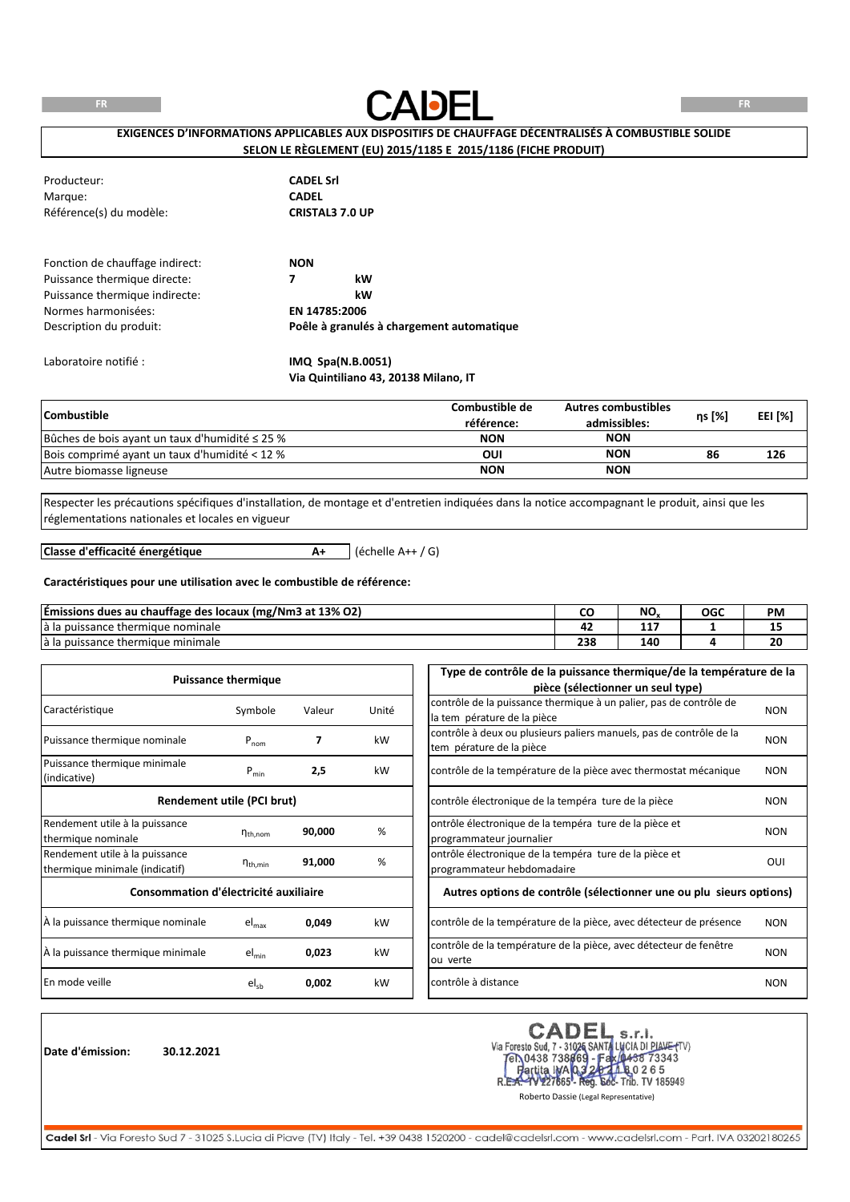FR

# CADEL

**EXIGENCES D'INFORMATIONS APPLICABLES AUX DISPOSITIFS DE CHAUFFAGE DÉCENTRALISÉS À COMBUSTIBLE SOLIDE SELON LE RÈGLEMENT (EU) 2015/1185 E 2015/1186 (FICHE PRODUIT)**

| | |
|---|---|
| Producteur: | **CADEL Srl** |
| Marque: | **CADEL** |
| Référence(s) du modèle: | **CRISTAL3 7.0 UP** |

| | | |
|---|---|---|
| Fonction de chauffage indirect: | **NON** | |
| Puissance thermique directe: | **7** | **kW** |
| Puissance thermique indirecte: | | **kW** |
| Normes harmonisées: | **EN 14785:2006** | |
| Description du produit: | **Poêle à granulés à chargement automatique** | |

Laboratoire notifié : **IMQ Spa(N.B.0051)**
**Via Quintiliano 43, 20138 Milano, IT**

| Combustible | Combustible de référence: | Autres combustibles admissibles: | ηs [%] | EEI [%] |
|---|---|---|---|---|
| Bûches de bois ayant un taux d'humidité ≤ 25 % | NON | NON | | |
| Bois comprimé ayant un taux d'humidité < 12 % | OUI | NON | 86 | 126 |
| Autre biomasse ligneuse | NON | NON | | |

Respecter les précautions spécifiques d'installation, de montage et d'entretien indiquées dans la notice accompagnant le produit, ainsi que les réglementations nationales et locales en vigueur

**Classe d'efficacité énergétique** **A+** (échelle A++ / G)

**Caractéristiques pour une utilisation avec le combustible de référence:**

| Émissions dues au chauffage des locaux (mg/Nm3 at 13% O2) | CO | $NO_x$ | OGC | PM |
|---|---|---|---|---|
| à la puissance thermique nominale | 42 | 117 | 1 | 15 |
| à la puissance thermique minimale | 238 | 140 | 4 | 20 |

| Puissance thermique | | | |
|---|---|---|---|
| Caractéristique | Symbole | Valeur | Unité |
| Puissance thermique nominale | $P_{nom}$ | **7** | kW |
| Puissance thermique minimale (indicative) | $P_{min}$ | **2,5** | kW |
| **Rendement utile (PCI brut)** | | | |
| Rendement utile à la puissance thermique nominale | $\eta_{th,nom}$ | **90,000** | % |
| Rendement utile à la puissance thermique minimale (indicatif) | $\eta_{th,min}$ | **91,000** | % |
| **Consommation d'électricité auxiliaire** | | | |
| À la puissance thermique nominale | $el_{max}$ | **0,049** | kW |
| À la puissance thermique minimale | $el_{min}$ | **0,023** | kW |
| En mode veille | $el_{sb}$ | **0,002** | kW |

| Type de contrôle de la puissance thermique/de la température de la pièce (sélectionner un seul type) | |
|---|---|
| contrôle de la puissance thermique à un palier, pas de contrôle de la tem pérature de la pièce | NON |
| contrôle à deux ou plusieurs paliers manuels, pas de contrôle de la tem pérature de la pièce | NON |
| contrôle de la température de la pièce avec thermostat mécanique | NON |
| contrôle électronique de la templéra ture de la pièce | NON |
| ontrôle électronique de la templéra ture de la pièce et programmateur journalier | NON |
| ontrôle électronique de la templéra ture de la pièce et programmateur hebdomadaire | OUI |
| **Autres options de contrôle (sélectionner une ou plu sieurs options)** | |
| contrôle de la température de la pièce, avec détecteur de présence | NON |
| contrôle de la température de la pièce, avec détecteur de fenêtre ou verte | NON |
| contrôle à distance | NON |

**Date d'émission:** **30.12.2021**

CADEL s.r.l.
Via Foresto Sud, 7 - 31025 SANTA LUCIA DI PIAVE (TV)
Tel. 0438 738669 - Fax 0438 73343
Partita IVA 03202180265
R.E.A. TV 227665 - Reg. Soc. Trib. TV 185949
Roberto Dassie (Legal Representative)

Cadel Srl - Via Foresto Sud 7 - 31025 S.Lucia di Piave (TV) Italy - Tel. +39 0438 1520200 - cadel@cadelsrl.com - www.cadelsrl.com - Part. IVA 03202180265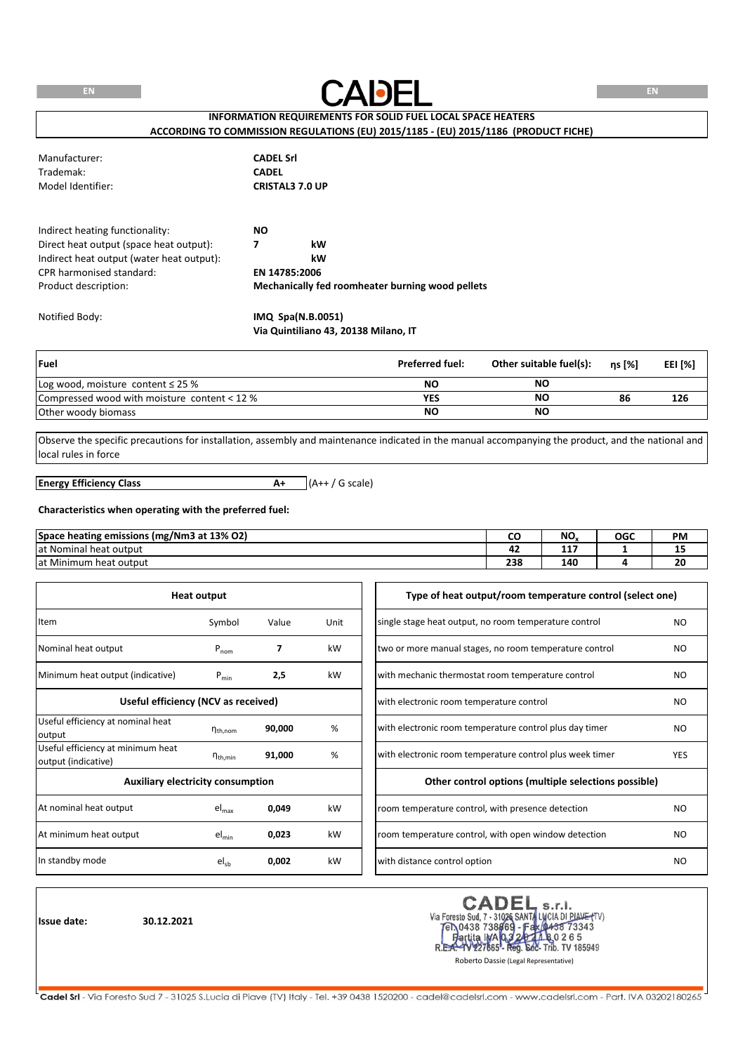# CADEL

**INFORMATION REQUIREMENTS FOR SOLID FUEL LOCAL SPACE HEATERS**
**ACCORDING TO COMMISSION REGULATIONS (EU) 2015/1185 - (EU) 2015/1186 (PRODUCT FICHE)**

| | |
|---|---|
| Manufacturer: | **CADEL Srl** |
| Trademak: | **CADEL** |
| Model Identifier: | **CRISTAL3 7.0 UP** |

| | | |
|---|---|---|
| Indirect heating functionality: | **NO** | |
| Direct heat output (space heat output): | **7** | **kW** |
| Indirect heat output (water heat output): | | **kW** |
| CPR harmonised standard: | **EN 14785:2006** | |
| Product description: | **Mechanically fed roomheater burning wood pellets** | |

| | |
|---|---|
| Notified Body: | **IMQ Spa(N.B.0051)** <br> **Via Quintiliano 43, 20138 Milano, IT** |

| **Fuel** | **Preferred fuel:** | **Other suitable fuel(s):** | **ηs [%]** | **EEI [%]** |
|---|---|---|---|---|
| Log wood, moisture content ≤ 25 % | **NO** | **NO** | | |
| Compressed wood with moisture content < 12 % | **YES** | **NO** | **86** | **126** |
| Other woody biomass | **NO** | **NO** | | |

Observe the specific precautions for installation, assembly and maintenance indicated in the manual accompanying the product, and the national and local rules in force

| **Energy Efficiency Class** | **A+** | (A++ / G scale) |
|---|---|---|

**Characteristics when operating with the preferred fuel:**

| **Space heating emissions (mg/Nm3 at 13% O2)** | **CO** | **$NO_x$** | **OGC** | **PM** |
|---|---|---|---|---|
| at Nominal heat output | **42** | **117** | **1** | **15** |
| at Minimum heat output | **238** | **140** | **4** | **20** |

| **Heat output** | | | |
|---|---|---|---|
| Item | Symbol | Value | Unit |
| Nominal heat output | $P_{nom}$ | **7** | kW |
| Minimum heat output (indicative) | $P_{min}$ | **2,5** | kW |
| **Useful efficiency (NCV as received)** | | | |
| Useful efficiency at nominal heat output | $\eta_{th,nom}$ | **90,000** | % |
| Useful efficiency at minimum heat output (indicative) | $\eta_{th,min}$ | **91,000** | % |
| **Auxiliary electricity consumption** | | | |
| At nominal heat output | $el_{max}$ | **0,049** | kW |
| At minimum heat output | $el_{min}$ | **0,023** | kW |
| In standby mode | $el_{sb}$ | **0,002** | kW |

| **Type of heat output/room temperature control (select one)** | |
|---|---|
| single stage heat output, no room temperature control | NO |
| two or more manual stages, no room temperature control | NO |
| with mechanic thermostat room temperature control | NO |
| with electronic room temperature control | NO |
| with electronic room temperature control plus day timer | NO |
| with electronic room temperature control plus week timer | YES |
| **Other control options (multiple selections possible)** | |
| room temperature control, with presence detection | NO |
| room temperature control, with open window detection | NO |
| with distance control option | NO |

**Issue date:** **30.12.2021**

CADEL s.r.l.
Via Foresto Sud, 7 - 31025 SANTA LUCIA DI PIAVE (TV)
Tel. 0438 738669 - Fax 0438 73343
Partita IVA 03202180265
R.E.A. TV 227665 - Reg. Soc. Trib. TV 185949

Roberto Dassie (Legal Representative)

**Cadel Srl** - Via Foresto Sud 7 - 31025 S.Lucia di Piave (TV) Italy - Tel. +39 0438 1520200 - cadel@cadelsrl.com - www.cadelsrl.com - Part. IVA 03202180265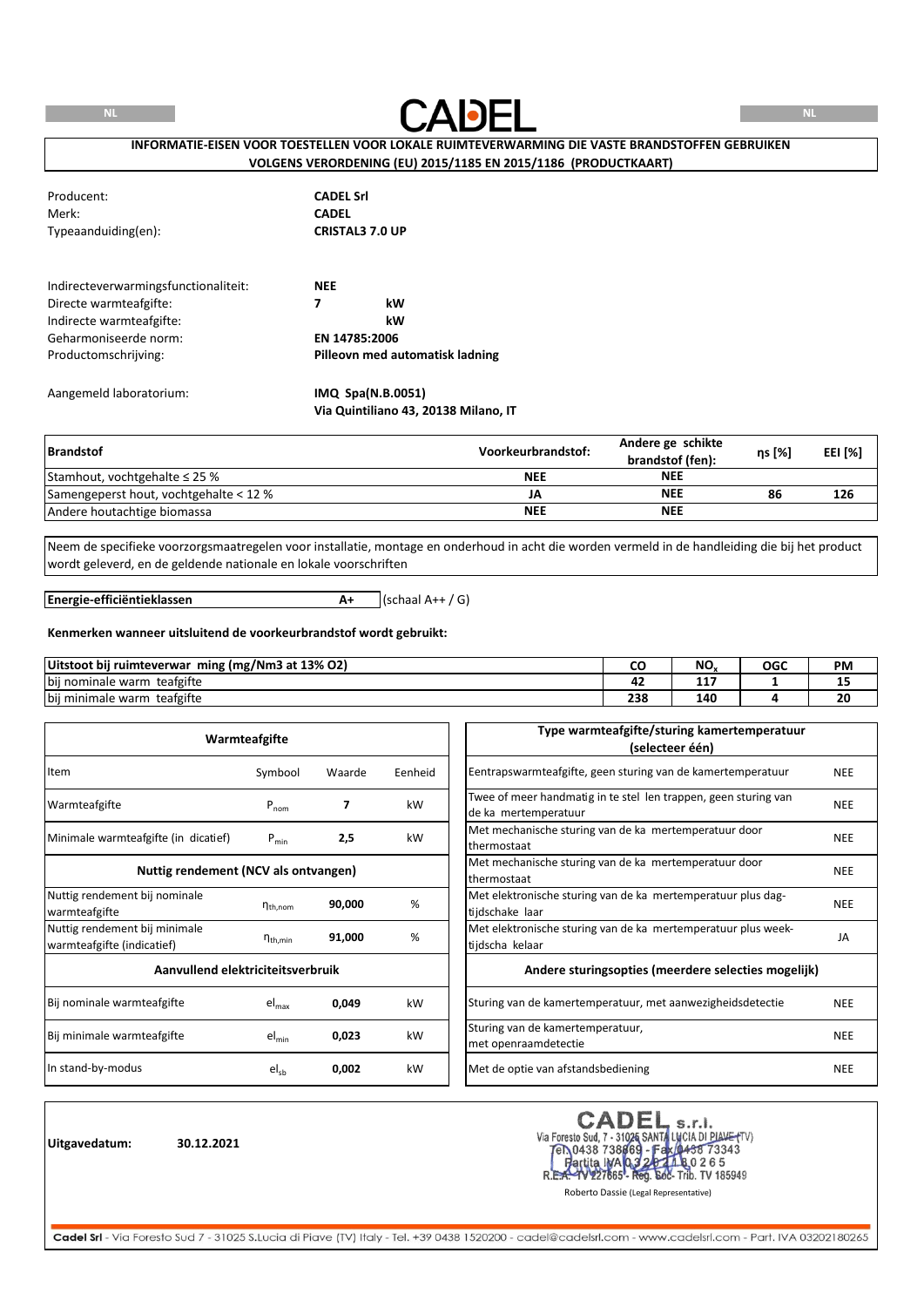NL CADEL NL

**INFORMATIE-EISEN VOOR TOESTELLEN VOOR LOKALE RUIMTEVERWARMING DIE VASTE BRANDSTOFFEN GEBRUIKEN VOLGENS VERORDENING (EU) 2015/1185 EN 2015/1186 (PRODUCTKAART)**

| | |
|---|---|
| Producent: | **CADEL Srl** |
| Merk: | **CADEL** |
| Typeaanduiding(en): | **CRISTAL3 7.0 UP** |

| | | |
|---|---|---|
| Indirecteverwarmingsfunctionaliteit: | **NEE** | |
| Directe warmteafgifte: | **7** | **kW** |
| Indirecte warmteafgifte: | | **kW** |
| Geharmoniseerde norm: | **EN 14785:2006** | |
| Productomschrijving: | **Pilleovn med automatisk ladning** | |

Aangemeld laboratorium: **IMQ Spa(N.B.0051)**
**Via Quintiliano 43, 20138 Milano, IT**

| Brandstof | Voorkeurbrandstof: | Andere ge schikte brandstof (fen): | ηs [%] | EEI [%] |
|---|---|---|---|---|
| Stamhout, vochtgehalte ≤ 25 % | NEE | NEE | | |
| Samengeperst hout, vochtgehalte < 12 % | JA | NEE | 86 | 126 |
| Andere houtachtige biomassa | NEE | NEE | | |

Neem de specifieke voorzorgsmaatregelen voor installatie, montage en onderhoud in acht die worden vermeld in de handleiding die bij het product wordt geleverd, en de geldende nationale en lokale voorschriften

**Energie-efficiëntieklassen** **A+** (schaal A++ / G)

**Kenmerken wanneer uitsluitend de voorkeurbrandstof wordt gebruikt:**

| Uitstoot bij ruimteverwar ming (mg/Nm3 at 13% O2) | CO | $NO_x$ | OGC | PM |
|---|---|---|---|---|
| bij nominale warm teafgifte | 42 | 117 | 1 | 15 |
| bij minimale warm teafgifte | 238 | 140 | 4 | 20 |

| Warmteafgifte | | | |
|---|---|---|---|
| Item | Symbool | Waarde | Eenheid |
| Warmteafgifte | $P_{nom}$ | 7 | kW |
| Minimale warmteafgifte (in dicatief) | $P_{min}$ | 2,5 | kW |
| **Nuttig rendement (NCV als ontvangen)** | | | |
| Nuttig rendement bij nominale warmteafgifte | $\eta_{th,nom}$ | 90,000 | % |
| Nuttig rendement bij minimale warmteafgifte (indicatief) | $\eta_{th,min}$ | 91,000 | % |
| **Aanvullend elektriciteitsverbruik** | | | |
| Bij nominale warmteafgifte | $el_{max}$ | 0,049 | kW |
| Bij minimale warmteafgifte | $el_{min}$ | 0,023 | kW |
| In stand-by-modus | $el_{sb}$ | 0,002 | kW |

| Type warmteafgifte/sturing kamertemperatuur (selecteer één) | |
|---|---|
| Eentrapswarmteafgifte, geen sturing van de kamertemperatuur | NEE |
| Twee of meer handmatig in te stel len trappen, geen sturing van de ka mertemperatuur | NEE |
| Met mechanische sturing van de ka mertemperatuur door thermostaat | NEE |
| Met mechanische sturing van de ka mertemperatuur door thermostaat | NEE |
| Met elektronische sturing van de ka mertemperatuur plus dag-tijdschake laar | NEE |
| Met elektronische sturing van de ka mertemperatuur plus week-tijdscha kelaar | JA |
| **Andere sturingsopties (meerdere selecties mogelijk)** | |
| Sturing van de kamertemperatuur, met aanwezigheidsdetectie | NEE |
| Sturing van de kamertemperatuur, met openraamdetectie | NEE |
| Met de optie van afstandsbediening | NEE |

**Uitgavedatum:** **30.12.2021**

CADEL s.r.l.
Via Foresto Sud, 7 - 31025 SANTA LUCIA DI PIAVE (TV)
Tel. 0438 738669 - Fax 0438 73343
Partita IVA 03202180265
R.E.A. TV 227665 - Reg. Soc. Trib. TV 185949

Roberto Dassie (Legal Representative)

**Cadel Srl** - Via Foresto Sud 7 - 31025 S.Lucia di Piave (TV) Italy - Tel. +39 0438 1520200 - cadel@cadelsrl.com - www.cadelsrl.com - Part. IVA 03202180265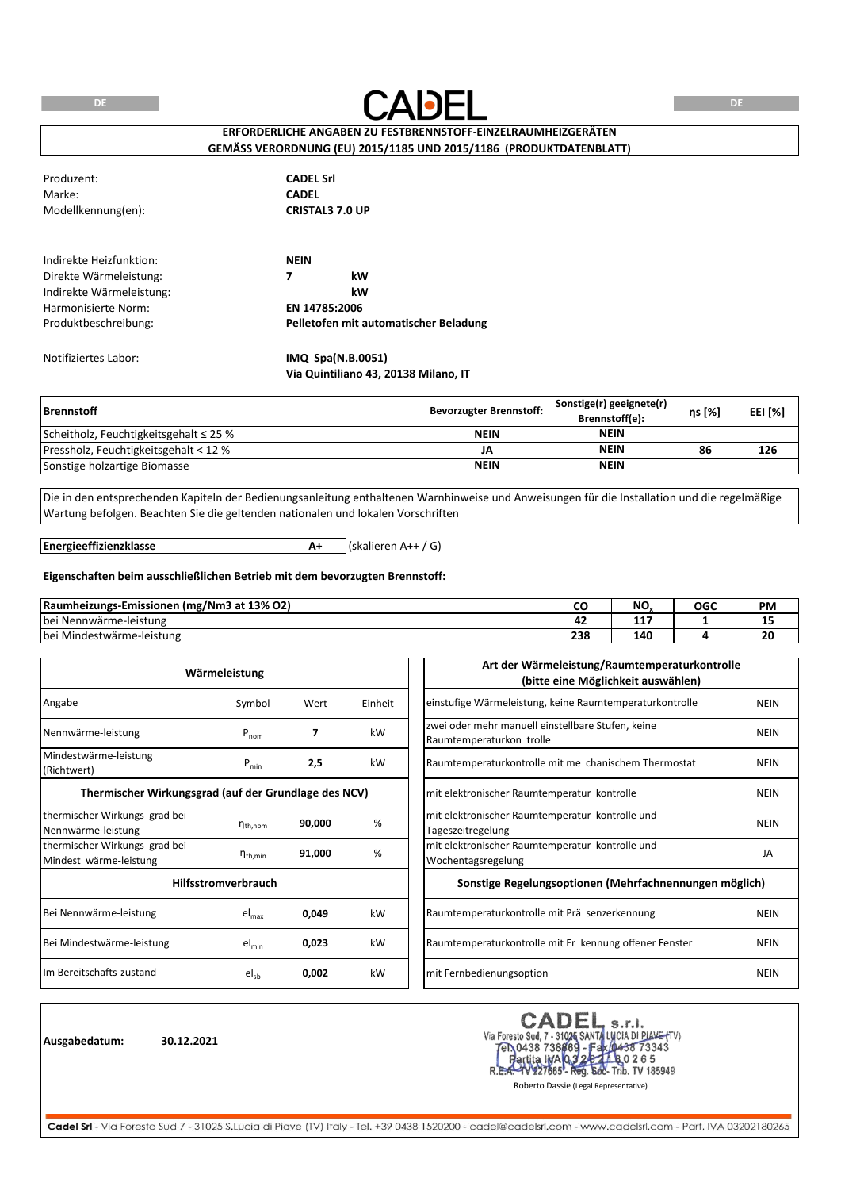DE

CADEL

DE

**ERFORDERLICHE ANGABEN ZU FESTBRENNSTOFF-EINZELRAUMHEIZGERÄTEN GEMÄSS VERORDNUNG (EU) 2015/1185 UND 2015/1186 (PRODUKTDATENBLATT)**

| | |
|---|---|
| Produzent: | **CADEL Srl** |
| Marke: | **CADEL** |
| Modellkennung(en): | **CRISTAL3 7.0 UP** |

| | |
|---|---|
| Indirekte Heizfunktion: | **NEIN** |
| Direkte Wärmeleistung: | **7 kW** |
| Indirekte Wärmeleistung: | **kW** |
| Harmonisierte Norm: | **EN 14785:2006** |
| Produktbeschreibung: | **Pelletofen mit automatischer Beladung** |
| Notifiziertes Labor: | **IMQ Spa(N.B.0051)** **Via Quintiliano 43, 20138 Milano, IT** |

| Brennstoff | Bevorzugter Brennstoff: | Sonstige(r) geeignete(r) Brennstoff(e): | ηs [%] | EEI [%] |
|---|---|---|---|---|
| Scheitholz, Feuchtigkeitsgehalt ≤ 25 % | NEIN | NEIN | | |
| Pressholz, Feuchtigkeitsgehalt < 12 % | JA | NEIN | 86 | 126 |
| Sonstige holzartige Biomasse | NEIN | NEIN | | |

Die in den entsprechenden Kapiteln der Bedienungsanleitung enthaltenen Warnhinweise und Anweisungen für die Installation und die regelmäßige Wartung befolgen. Beachten Sie die geltenden nationalen und lokalen Vorschriften

**Energieeffizienzklasse** **A+** (skalieren A++ / G)

**Eigenschaften beim ausschließlichen Betrieb mit dem bevorzugten Brennstoff:**

| Raumheizungs-Emissionen (mg/Nm3 at 13% O2) | CO | $NO_x$ | OGC | PM |
|---|---|---|---|---|
| bei Nennwärme-leistung | 42 | 117 | 1 | 15 |
| bei Mindestwärme-leistung | 238 | 140 | 4 | 20 |

| Wärmeleistung | | | |
|---|---|---|---|
| Angabe | Symbol | Wert | Einheit |
| Nennwärme-leistung | $P_{nom}$ | **7** | kW |
| Mindestwärme-leistung (Richtwert) | $P_{min}$ | **2,5** | kW |
| **Thermischer Wirkungsgrad (auf der Grundlage des NCV)** | | | |
| thermischer Wirkungs grad bei Nennwärme-leistung | $\eta_{th,nom}$ | **90,000** | % |
| thermischer Wirkungs grad bei Mindest wärme-leistung | $\eta_{th,min}$ | **91,000** | % |
| **Hilfsstromverbrauch** | | | |
| Bei Nennwärme-leistung | $el_{max}$ | **0,049** | kW |
| Bei Mindestwärme-leistung | $el_{min}$ | **0,023** | kW |
| Im Bereitschafts-zustand | $el_{sb}$ | **0,002** | kW |

| Art der Wärmeleistung/Raumtemperaturkontrolle (bitte eine Möglichkeit auswählen) | |
|---|---|
| einstufige Wärmeleistung, keine Raumtemperaturkontrolle | NEIN |
| zwei oder mehr manuell einstellbare Stufen, keine Raumtemperaturkon trolle | NEIN |
| Raumtemperaturkontrolle mit me chanischem Thermostat | NEIN |
| mit elektronischer Raumtemperatur kontrolle | NEIN |
| mit elektronischer Raumtemperatur kontrolle und Tageszeitregelung | NEIN |
| mit elektronischer Raumtemperatur kontrolle und Wochentagsregelung | JA |
| **Sonstige Regelungsoptionen (Mehrfachnennungen möglich)** | |
| Raumtemperaturkontrolle mit Prä senzerkennung | NEIN |
| Raumtemperaturkontrolle mit Er kennung offener Fenster | NEIN |
| mit Fernbedienungsoption | NEIN |

**Ausgabedatum:** **30.12.2021**

CADEL s.r.l.
Via Foresto Sud, 7 - 31025 SANTA LUCIA DI PIAVE (TV)
Tel. 0438 738669 - Fax 0438 73343
Partita IVA 03202180265
R.E.A. TV 227665 - Reg. Soc. Trib. TV 185949
Roberto Dassie (Legal Representative)

**Cadel Srl** - Via Foresto Sud 7 - 31025 S.Lucia di Piave (TV) Italy - Tel. +39 0438 1520200 - cadel@cadelsrl.com - www.cadelsrl.com - Part. IVA 03202180265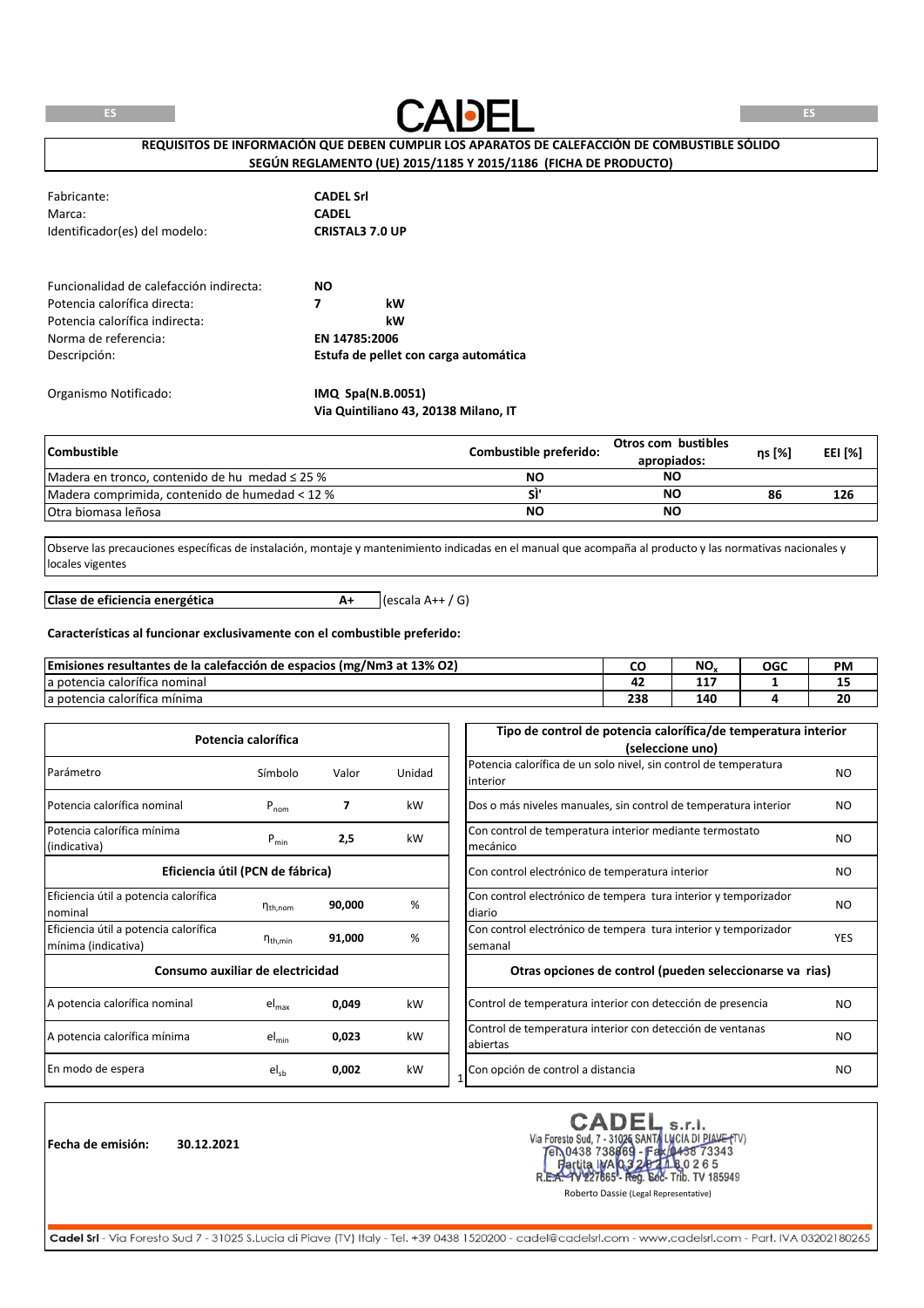ES CADEL ES

**REQUISITOS DE INFORMACIÓN QUE DEBEN CUMPLIR LOS APARATOS DE CALEFACCIÓN DE COMBUSTIBLE SÓLIDO SEGÚN REGLAMENTO (UE) 2015/1185 Y 2015/1186 (FICHA DE PRODUCTO)**

| | |
|---|---|
| Fabricante: | **CADEL Srl** |
| Marca: | **CADEL** |
| Identificador(es) del modelo: | **CRISTAL3 7.0 UP** |

| | | |
|---|---|---|
| Funcionalidad de calefacción indirecta: | **NO** | |
| Potencia calorífica directa: | **7** | **kW** |
| Potencia calorífica indirecta: | | **kW** |
| Norma de referencia: | **EN 14785:2006** | |
| Descripción: | **Estufa de pellet con carga automática** | |

Organismo Notificado: **IMQ Spa(N.B.0051)**
**Via Quintiliano 43, 20138 Milano, IT**

| **Combustible** | **Combustible preferido:** | **Otros com bustibles apropiados:** | **ηs [%]** | **EEI [%]** |
|---|---|---|---|---|
| Madera en tronco, contenido de hu medad ≤ 25 % | **NO** | **NO** | | |
| Madera comprimida, contenido de humedad < 12 % | **SÌ'** | **NO** | **86** | **126** |
| Otra biomasa leñosa | **NO** | **NO** | | |

Observe las precauciones específicas de instalación, montaje y mantenimiento indicadas en el manual que acompaña al producto y las normativas nacionales y locales vigentes

**Clase de eficiencia energética** **A+** (escala A++ / G)

**Características al funcionar exclusivamente con el combustible preferido:**

| **Emisiones resultantes de la calefacción de espacios (mg/Nm3 at 13% O2)** | **CO** | **$NO_x$** | **OGC** | **PM** |
|---|---|---|---|---|
| a potencia calorífica nominal | **42** | **117** | **1** | **15** |
| a potencia calorífica mínima | **238** | **140** | **4** | **20** |

| **Potencia calorífica** | | | |
|---|---|---|---|
| Parámetro | Símbolo | Valor | Unidad |
| Potencia calorífica nominal | $P_{nom}$ | **7** | kW |
| Potencia calorífica mínima (indicativa) | $P_{min}$ | **2,5** | kW |
| **Eficiencia útil (PCN de fábrica)** | | | |
| Eficiencia útil a potencia calorífica nominal | $\eta_{th,nom}$ | **90,000** | % |
| Eficiencia útil a potencia calorífica mínima (indicativa) | $\eta_{th,min}$ | **91,000** | % |
| **Consumo auxiliar de electricidad** | | | |
| A potencia calorífica nominal | $el_{max}$ | **0,049** | kW |
| A potencia calorífica mínima | $el_{min}$ | **0,023** | kW |
| En modo de espera | $el_{sb}$ | **0,002** | kW |

| **Tipo de control de potencia calorífica/de temperatura interior (seleccione uno)** | |
|---|---|
| Potencia calorífica de un solo nivel, sin control de temperatura interior | NO |
| Dos o más niveles manuales, sin control de temperatura interior | NO |
| Con control de temperatura interior mediante termostato mecánico | NO |
| Con control electrónico de temperatura interior | NO |
| Con control electrónico de tempera tura interior y temporizador diario | NO |
| Con control electrónico de tempera tura interior y temporizador semanal | YES |
| **Otras opciones de control (pueden seleccionarse va rias)** | |
| Control de temperatura interior con detección de presencia | NO |
| Control de temperatura interior con detección de ventanas abiertas | NO |
| Con opción de control a distancia | NO |

**Fecha de emisión:** **30.12.2021**

CADEL s.r.l.
Via Foresto Sud, 7 - 31025 SANTA LUCIA DI PIAVE (TV)
Tel. 0438 738669 - Fax 0438 73343
Partita IVA 03202180265
R.E.A. TV 227665 - Reg. Soc. Trib. TV 185949
Roberto Dassie (Legal Representative)

**Cadel Srl** - Via Foresto Sud 7 - 31025 S.Lucia di Piave (TV) Italy - Tel. +39 0438 1520200 - cadel@cadelsrl.com - www.cadelsrl.com - Part. IVA 03202180265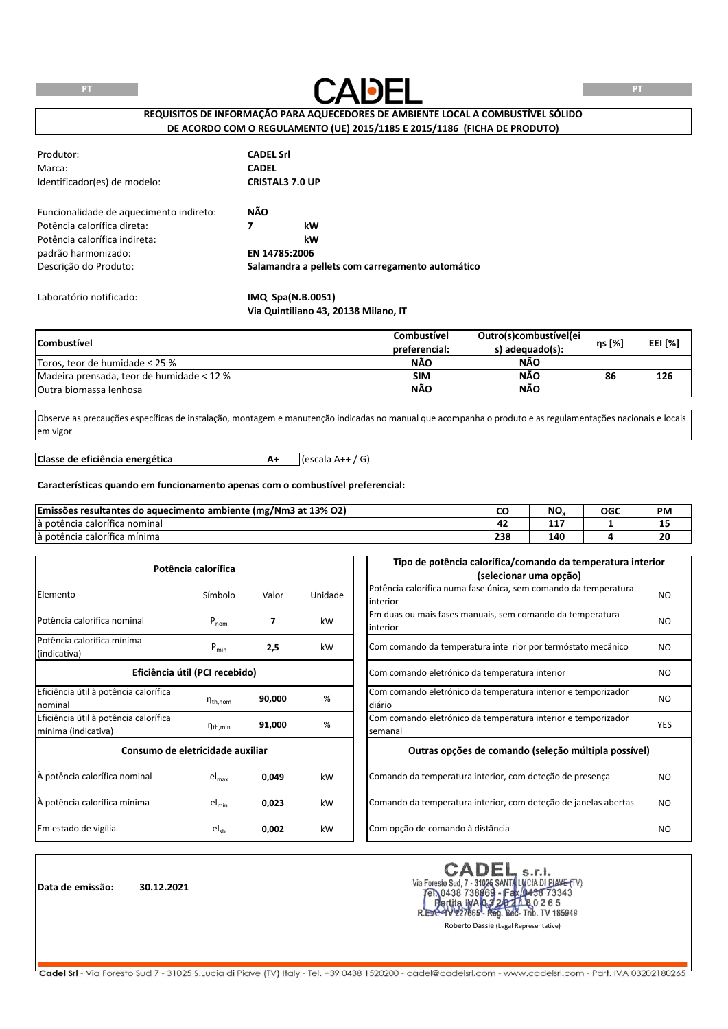PT

CADEL

PT

**REQUISITOS DE INFORMAÇÃO PARA AQUECEDORES DE AMBIENTE LOCAL A COMBUSTÍVEL SÓLIDO DE ACORDO COM O REGULAMENTO (UE) 2015/1185 E 2015/1186 (FICHA DE PRODUTO)**

| | |
|---|---|
| Produtor: | **CADEL Srl** |
| Marca: | **CADEL** |
| Identificador(es) de modelo: | **CRISTAL3 7.0 UP** |
| Funcionalidade de aquecimento indireto: | **NÃO** |
| Potência calorífica direta: | **7 kW** |
| Potência calorífica indireta: | **kW** |
| padrão harmonizado: | **EN 14785:2006** |
| Descrição do Produto: | **Salamandra a pellets com carregamento automático** |
| Laboratório notificado: | **IMQ Spa(N.B.0051) Via Quintiliano 43, 20138 Milano, IT** |

| **Combustível** | **Combustível preferencial:** | **Outro(s)combustível(eis) adequado(s):** | **ηs [%]** | **EEI [%]** |
|---|---|---|---|---|
| Toros, teor de humidade ≤ 25 % | **NÃO** | **NÃO** | | |
| Madeira prensada, teor de humidade < 12 % | **SIM** | **NÃO** | **86** | **126** |
| Outra biomassa lenhosa | **NÃO** | **NÃO** | | |

Observe as precauções específicas de instalação, montagem e manutenção indicadas no manual que acompanha o produto e as regulamentações nacionais e locais em vigor

**Classe de eficiência energética** **A+** (escala A++ / G)

**Características quando em funcionamento apenas com o combustível preferencial:**

| **Emissões resultantes do aquecimento ambiente (mg/Nm3 at 13% O2)** | **CO** | **$NO_x$** | **OGC** | **PM** |
|---|---|---|---|---|
| à potência calorífica nominal | **42** | **117** | **1** | **15** |
| à potência calorífica mínima | **238** | **140** | **4** | **20** |

| **Potência calorífica** | | | |
|---|---|---|---|
| Elemento | Símbolo | Valor | Unidade |
| Potência calorífica nominal | $P_{nom}$ | **7** | kW |
| Potência calorífica mínima (indicativa) | $P_{min}$ | **2,5** | kW |
| **Eficiência útil (PCI recebido)** | | | |
| Eficiência útil à potência calorífica nominal | $\eta_{th,nom}$ | **90,000** | % |
| Eficiência útil à potência calorífica mínima (indicativa) | $\eta_{th,min}$ | **91,000** | % |
| **Consumo de eletricidade auxiliar** | | | |
| À potência calorífica nominal | $el_{max}$ | **0,049** | kW |
| À potência calorífica mínima | $el_{min}$ | **0,023** | kW |
| Em estado de vigília | $el_{sb}$ | **0,002** | kW |

| **Tipo de potência calorífica/comando da temperatura interior (selecionar uma opção)** | |
|---|---|
| Potência calorífica numa fase única, sem comando da temperatura interior | NO |
| Em duas ou mais fases manuais, sem comando da temperatura interior | NO |
| Com comando da temperatura inte rior por termóstato mecânico | NO |
| Com comando eletrónico da temperatura interior | NO |
| Com comando eletrónico da temperatura interior e temporizador diário | NO |
| Com comando eletrónico da temperatura interior e temporizador semanal | YES |
| **Outras opções de comando (seleção múltipla possível)** | |
| Comando da temperatura interior, com deteção de presença | NO |
| Comando da temperatura interior, com deteção de janelas abertas | NO |
| Com opção de comando à distância | NO |

**Data de emissão:** **30.12.2021**

CADEL s.r.l.
Via Foresto Sud, 7 - 31025 SANTA LUCIA DI PIAVE (TV)
Tel. 0438 738669 - Fax 0438 73343
Partita IVA 03202180265
R.E.A. TV 227665 - Reg. Soc. Trib. TV 185949

Roberto Dassie (Legal Representative)

**Cadel Srl** - Via Foresto Sud 7 - 31025 S.Lucia di Piave (TV) Italy - Tel. +39 0438 1520200 - cadel@cadelsrl.com - www.cadelsrl.com - Part. IVA 03202180265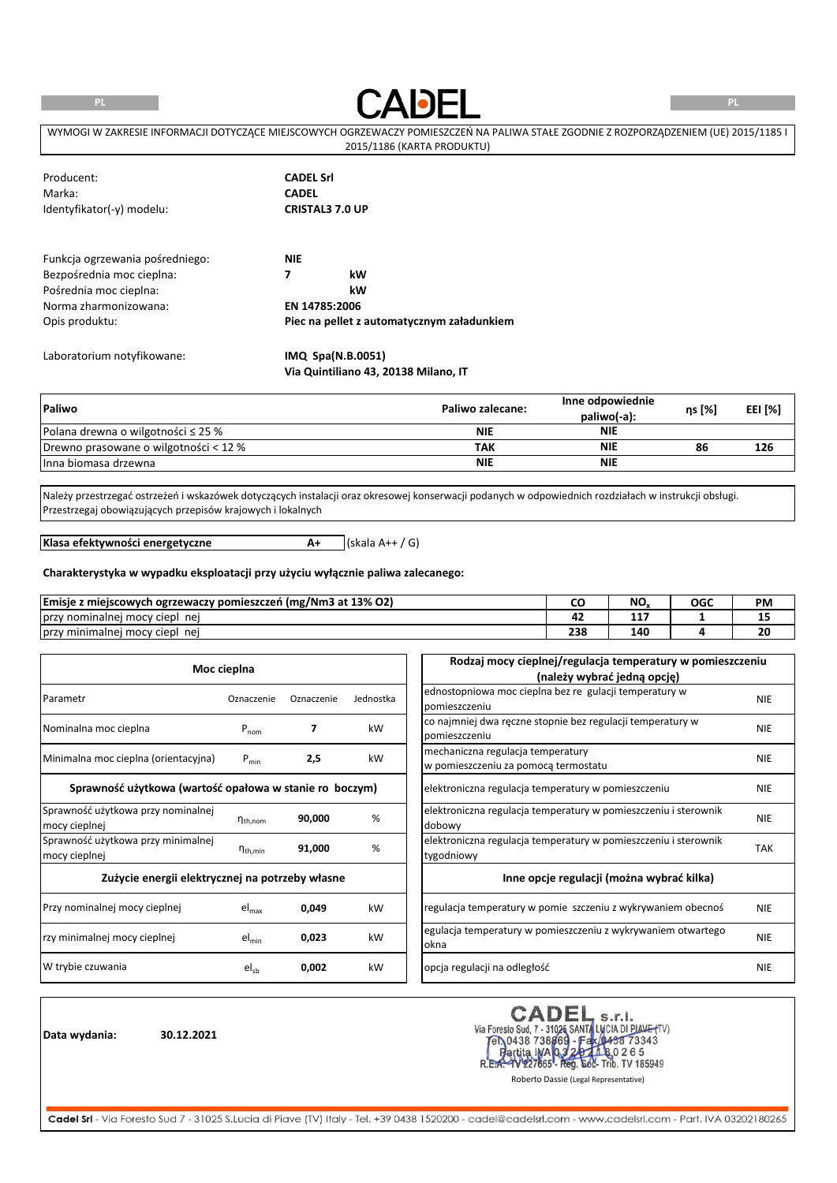# CADEL

WYMOGI W ZAKRESIE INFORMACJI DOTYCZĄCE MIEJSCOWYCH OGRZEWACZY POMIESZCZEŃ NA PALIWA STAŁE ZGODNIE Z ROZPORZĄDZENIEM (UE) 2015/1185 I 2015/1186 (KARTA PRODUKTU)

| | |
|---|---|
| Producent: | **CADEL Srl** |
| Marka: | **CADEL** |
| Identyfikator(-y) modelu: | **CRISTAL3 7.0 UP** |

| | | |
|---|---|---|
| Funkcja ogrzewania pośredniego: | **NIE** | |
| Bezpośrednia moc cieplna: | **7** | **kW** |
| Pośrednia moc cieplna: | | **kW** |
| Norma zharmonizowana: | **EN 14785:2006** | |
| Opis produktu: | **Piec na pellet z automatycznym załadunkiem** | |

Laboratorium notyfikowane: **IMQ Spa(N.B.0051)**
**Via Quintiliano 43, 20138 Milano, IT**

| **Paliwo** | **Paliwo zalecane:** | **Inne odpowiednie paliwo(-a):** | **ηs [%]** | **EEI [%]** |
|---|---|---|---|---|
| Polana drewna o wilgotności ≤ 25 % | **NIE** | **NIE** | | |
| Drewno prasowane o wilgotności < 12 % | **TAK** | **NIE** | **86** | **126** |
| Inna biomasa drzewna | **NIE** | **NIE** | | |

Należy przestrzegać ostrzeżeń i wskazówek dotyczących instalacji oraz okresowej konserwacji podanych w odpowiednich rozdziałach w instrukcji obsługi. Przestrzegaj obowiązujących przepisów krajowych i lokalnych

**Klasa efektywności energetyczne** **A+** (skala A++ / G)

**Charakterystyka w wypadku eksploatacji przy użyciu wyłącznie paliwa zalecanego:**

| **Emisje z miejscowych ogrzewaczy pomieszczeń (mg/Nm3 at 13% O2)** | **CO** | **$NO_x$** | **OGC** | **PM** |
|---|---|---|---|---|
| przy nominalnej mocy ciepl nej | **42** | **117** | **1** | **15** |
| przy minimalnej mocy ciepl nej | **238** | **140** | **4** | **20** |

| **Moc cieplna** | | | |
|---|---|---|---|
| Parametr | Oznaczenie | Oznaczenie | Jednostka |
| Nominalna moc cieplna | $P_{nom}$ | **7** | kW |
| Minimalna moc cieplna (orientacyjna) | $P_{min}$ | **2,5** | kW |
| **Sprawność użytkowa (wartość opałowa w stanie ro boczym)** | | | |
| Sprawność użytkowa przy nominalnej mocy cieplnej | $\eta_{th,nom}$ | **90,000** | % |
| Sprawność użytkowa przy minimalnej mocy cieplnej | $\eta_{th,min}$ | **91,000** | % |
| **Zużycie energii elektrycznej na potrzeby własne** | | | |
| Przy nominalnej mocy cieplnej | $el_{max}$ | **0,049** | kW |
| rzy minimalnej mocy cieplnej | $el_{min}$ | **0,023** | kW |
| W trybie czuwania | $el_{sb}$ | **0,002** | kW |

| **Rodzaj mocy cieplnej/regulacja temperatury w pomieszczeniu (należy wybrać jedną opcję)** | |
|---|---|
| ednostopniowa moc cieplna bez re gulacji temperatury w pomieszczeniu | NIE |
| co najmniej dwa ręczne stopnie bez regulacji temperatury w pomieszczeniu | NIE |
| mechaniczna regulacja temperatury w pomieszczeniu za pomocą termostatu | NIE |
| elektroniczna regulacja temperatury w pomieszczeniu | NIE |
| elektroniczna regulacja temperatury w pomieszczeniu i sterownik dobowy | NIE |
| elektroniczna regulacja temperatury w pomieszczeniu i sterownik tygodniowy | TAK |
| **Inne opcje regulacji (można wybrać kilka)** | |
| regulacja temperatury w pomie szczeniu z wykrywaniem obecnoś | NIE |
| egulacja temperatury w pomieszczeniu z wykrywaniem otwartego okna | NIE |
| opcja regulacji na odległość | NIE |

**Data wydania:** **30.12.2021**

CADEL s.r.l.
Via Foresto Sud, 7 - 31025 SANTA LUCIA DI PIAVE (TV)
Tel. 0438 738669 - Fax 0438 73343
Partita IVA 03202180265
R.E.A. TV 227665 - Reg. Soc. Trib. TV 185949

Roberto Dassie (Legal Representative)

**Cadel Srl** - Via Foresto Sud 7 - 31025 S.Lucia di Piave (TV) Italy - Tel. +39 0438 1520200 - cadel@cadelsrl.com - www.cadelsrl.com - Part. IVA 03202180265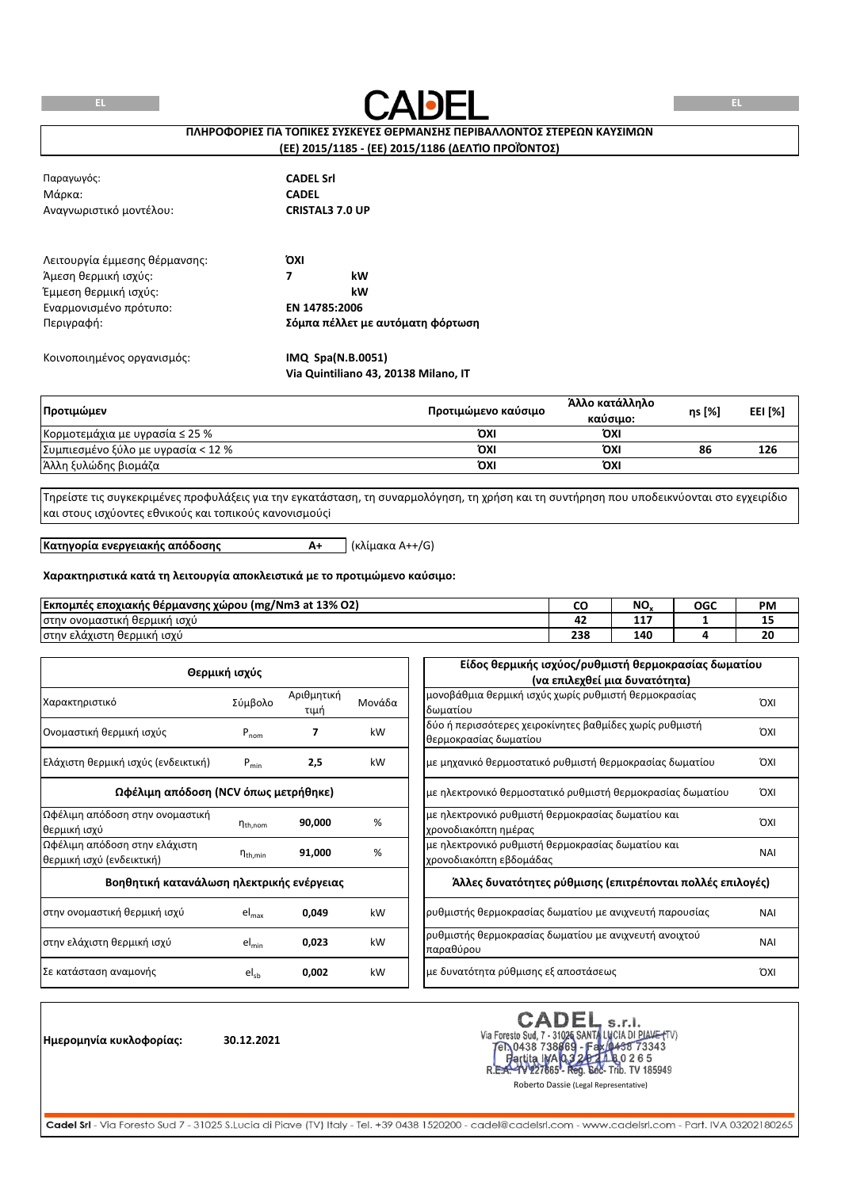EL

CADEL

EL

**ΠΛΗΡΟΦΟΡΙΕΣ ΓΙΑ ΤΟΠΙΚΕΣ ΣΥΣΚΕΥΕΣ ΘΕΡΜΑΝΣΗΣ ΠΕΡΙΒΑΛΛΟΝΤΟΣ ΣΤΕΡΕΩΝ ΚΑΥΣΙΜΩΝ**
**(ΕΕ) 2015/1185 - (ΕΕ) 2015/1186 (ΔΕΛΤΙΟ ΠΡΟΪΟΝΤΟΣ)**

| | |
|---|---|
| Παραγωγός: | **CADEL Srl** |
| Μάρκα: | **CADEL** |
| Αναγνωριστικό μοντέλου: | **CRISTAL3 7.0 UP** |

| | | |
|---|---|---|
| Λειτουργία έμμεσης θέρμανσης: | **ΌΧΙ** | |
| Άμεση θερμική ισχύς: | **7** | **kW** |
| Έμμεση θερμική ισχύς: | | **kW** |
| Εναρμονισμένο πρότυπο: | **EN 14785:2006** | |
| Περιγραφή: | **Σόμπα πέλλετ με αυτόματη φόρτωση** | |

Κοινοποιημένος οργανισμός: **IMQ Spa(N.B.0051)**
**Via Quintiliano 43, 20138 Milano, IT**

| **Προτιμώμεν** | **Προτιμώμενο καύσιμο** | **Άλλο κατάλληλο καύσιμο:** | **ηs [%]** | **EEI [%]** |
|---|---|---|---|---|
| Κορμοτεμάχια με υγρασία ≤ 25 % | **ΌΧΙ** | **ΌΧΙ** | | |
| Συμπιεσμένο ξύλο με υγρασία < 12 % | **ΌΧΙ** | **ΌΧΙ** | **86** | **126** |
| Άλλη ξυλώδης βιομάζα | **ΌΧΙ** | **ΌΧΙ** | | |

Τηρείστε τις συγκεκριμένες προφυλάξεις για την εγκατάσταση, τη συναρμολόγηση, τη χρήση και τη συντήρηση που υποδεικνύονται στο εγχειρίδιο και στους ισχύοντες εθνικούς και τοπικούς κανονισμούςί

**Κατηγορία ενεργειακής απόδοσης** **A+** (κλίμακα A++/G)

**Χαρακτηριστικά κατά τη λειτουργία αποκλειστικά με το προτιμώμενο καύσιμο:**

| **Εκπομπές εποχιακής θέρμανσης χώρου (mg/Nm3 at 13% O2)** | **CO** | **$NO_x$** | **OGC** | **PM** |
|---|---|---|---|---|
| στην ονομαστική θερμική ισχύ | **42** | **117** | **1** | **15** |
| στην ελάχιστη θερμική ισχύ | **238** | **140** | **4** | **20** |

| **Θερμική ισχύς** | | | |
|---|---|---|---|
| Χαρακτηριστικό | Σύμβολο | Αριθμητική τιμή | Μονάδα |
| Ονομαστική θερμική ισχύς | $P_{nom}$ | **7** | kW |
| Ελάχιστη θερμική ισχύς (ενδεικτική) | $P_{min}$ | **2,5** | kW |
| **Ωφέλιμη απόδοση (NCV όπως μετρήθηκε)** | | | |
| Ωφέλιμη απόδοση στην ονομαστική θερμική ισχύ | $\eta_{th,nom}$ | **90,000** | % |
| Ωφέλιμη απόδοση στην ελάχιστη θερμική ισχύ (ενδεικτική) | $\eta_{th,min}$ | **91,000** | % |
| **Βοηθητική κατανάλωση ηλεκτρικής ενέργειας** | | | |
| στην ονομαστική θερμική ισχύ | $el_{max}$ | **0,049** | kW |
| στην ελάχιστη θερμική ισχύ | $el_{min}$ | **0,023** | kW |
| Σε κατάσταση αναμονής | $el_{sb}$ | **0,002** | kW |

| **Είδος θερμικής ισχύος/ρυθμιστή θερμοκρασίας δωματίου (να επιλεχθεί μια δυνατότητα)** | |
|---|---|
| μονοβάθμια θερμική ισχύς χωρίς ρυθμιστή θερμοκρασίας δωματίου | ΌΧΙ |
| δύο ή περισσότερες χειροκίνητες βαθμίδες χωρίς ρυθμιστή θερμοκρασίας δωματίου | ΌΧΙ |
| με μηχανικό θερμοστατικό ρυθμιστή θερμοκρασίας δωματίου | ΌΧΙ |
| με ηλεκτρονικό θερμοστατικό ρυθμιστή θερμοκρασίας δωματίου | ΌΧΙ |
| με ηλεκτρονικό ρυθμιστή θερμοκρασίας δωματίου και χρονοδιακόπτη ημέρας | ΌΧΙ |
| με ηλεκτρονικό ρυθμιστή θερμοκρασίας δωματίου και χρονοδιακόπτη εβδομάδας | ΝΑΙ |
| **Άλλες δυνατότητες ρύθμισης (επιτρέπονται πολλές επιλογές)** | |
| ρυθμιστής θερμοκρασίας δωματίου με ανιχνευτή παρουσίας | ΝΑΙ |
| ρυθμιστής θερμοκρασίας δωματίου με ανιχνευτή ανοιχτού παραθύρου | ΝΑΙ |
| με δυνατότητα ρύθμισης εξ αποστάσεως | ΌΧΙ |

**Ημερομηνία κυκλοφορίας:** **30.12.2021**

CADEL s.r.l.
Via Foresto Sud, 7 - 31025 SANTA LUCIA DI PIAVE (TV)
Tel. 0438 738669 - Fax 0438 73343
Partita IVA 03202180265
R.E.A. TV 227665 - Reg. Soc. - Trib. TV 185949
Roberto Dassie (Legal Representative)

**Cadel Srl** - Via Foresto Sud 7 - 31025 S.Lucia di Piave (TV) Italy - Tel. +39 0438 1520200 - cadel@cadelsrl.com - www.cadelsrl.com - Part. IVA 03202180265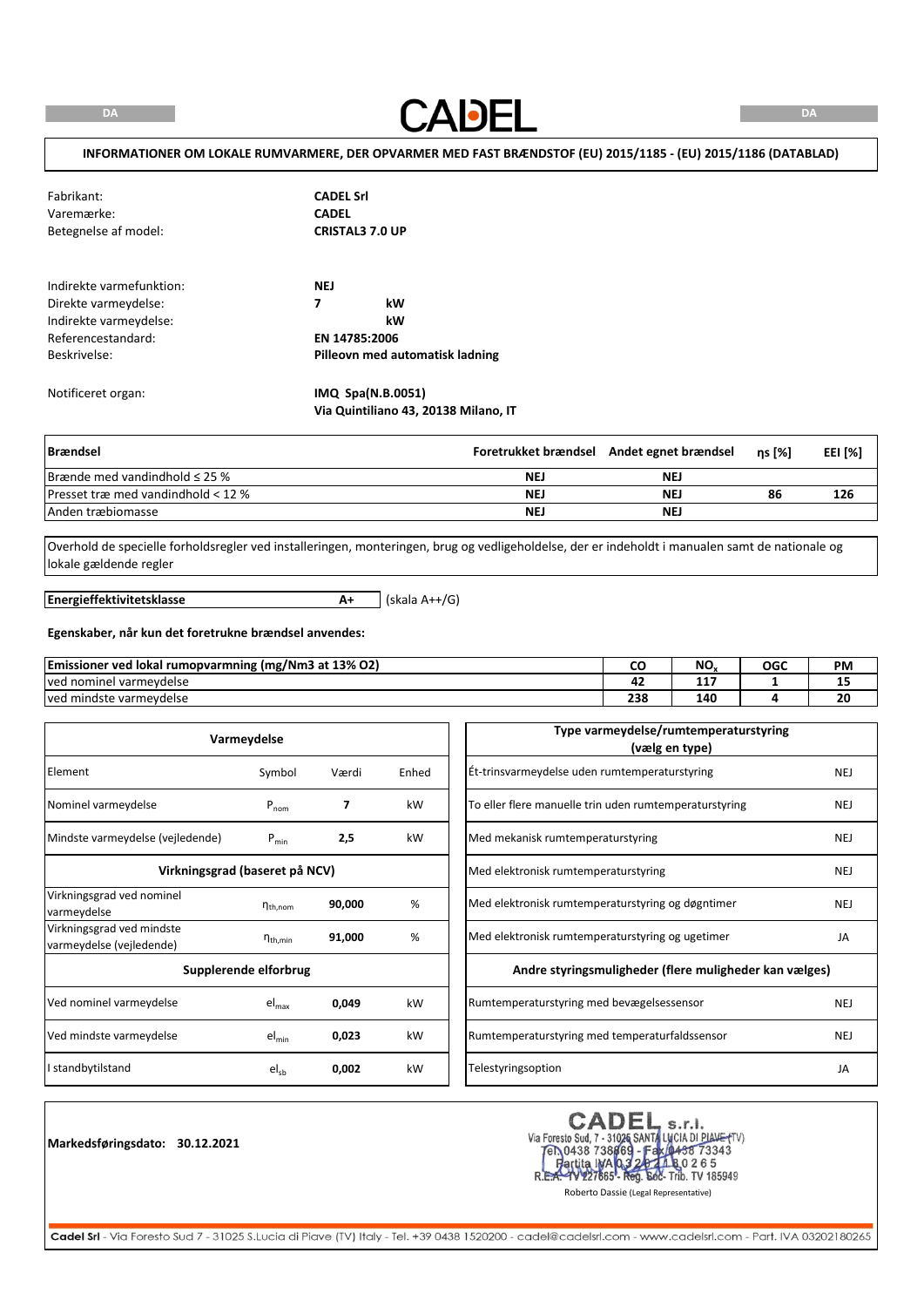DA

# CADEL

DA

**INFORMATIONER OM LOKALE RUMVARMERE, DER OPVARMER MED FAST BRÆNDSTOF (EU) 2015/1185 - (EU) 2015/1186 (DATABLAD)**

| | | |
|---|---|---|
| Fabrikant: | **CADEL Srl** | |
| Varemærke: | **CADEL** | |
| Betegnelse af model: | **CRISTAL3 7.0 UP** | |
| | | |
| Indirekte varmefunktion: | **NEJ** | |
| Direkte varmeydelse: | **7** | **kW** |
| Indirekte varmeydelse: | | **kW** |
| Referencestandard: | **EN 14785:2006** | |
| Beskrivelse: | **Pilleovn med automatisk ladning** | |
| | | |
| Notificeret organ: | **IMQ Spa(N.B.0051)** | |
| | **Via Quintiliano 43, 20138 Milano, IT** | |

| **Brændsel** | **Foretrukket brændsel** | **Andet egnet brændsel** | **ηs [%]** | **EEI [%]** |
|---|---|---|---|---|
| Brænde med vandindhold ≤ 25 % | **NEJ** | **NEJ** | | |
| Presset træ med vandindhold < 12 % | **NEJ** | **NEJ** | **86** | **126** |
| Anden træbiomasse | **NEJ** | **NEJ** | | |

Overhold de specielle forholdsregler ved installeringen, monteringen, brug og vedligeholdelse, der er indeholdt i manualen samt de nationale og lokale gældende regler

| **Energieffektivitetsklasse** | **A+** | (skala A++/G) |
|---|---|---|

**Egenskaber, når kun det foretrukne brændsel anvendes:**

| **Emissioner ved lokal rumopvarmning (mg/Nm3 at 13% O2)** | **CO** | **$NO_x$** | **OGC** | **PM** |
|---|---|---|---|---|
| ved nominel varmeydelse | **42** | **117** | **1** | **15** |
| ved mindste varmeydelse | **238** | **140** | **4** | **20** |

| **Varmeydelse** | | | |
|---|---|---|---|
| Element | Symbol | Værdi | Enhed |
| Nominel varmeydelse | $P_{nom}$ | **7** | kW |
| Mindste varmeydelse (vejledende) | $P_{min}$ | **2,5** | kW |
| **Virkningsgrad (baseret på NCV)** | | | |
| Virkningsgrad ved nominel varmeydelse | $\eta_{th,nom}$ | **90,000** | % |
| Virkningsgrad ved mindste varmeydelse (vejledende) | $\eta_{th,min}$ | **91,000** | % |
| **Supplerende elforbrug** | | | |
| Ved nominel varmeydelse | $el_{max}$ | **0,049** | kW |
| Ved mindste varmeydelse | $el_{min}$ | **0,023** | kW |
| I standbytilstand | $el_{sb}$ | **0,002** | kW |

| **Type varmeydelse/rumtemperaturstyring (vælg en type)** | |
|---|---|
| Ét-trinsvarmeydelse uden rumtemperaturstyring | NEJ |
| To eller flere manuelle trin uden rumtemperaturstyring | NEJ |
| Med mekanisk rumtemperaturstyring | NEJ |
| Med elektronisk rumtemperaturstyring | NEJ |
| Med elektronisk rumtemperaturstyring og døgntimer | NEJ |
| Med elektronisk rumtemperaturstyring og ugetimer | JA |
| **Andre styringsmuligheder (flere muligheder kan vælges)** | |
| Rumtemperaturstyring med bevægelsessensor | NEJ |
| Rumtemperaturstyring med temperaturfaldssensor | NEJ |
| Telestyringsoption | JA |

**Markedsføringsdato: 30.12.2021**

CADEL s.r.l.
Via Foresto Sud, 7 - 31025 SANTA LUCIA DI PIAVE (TV)
Tel. 0438 738669 - Fax 0438 73343
Partita IVA 03202180265
R.E.A. TV 227665 - Reg. Soc. Trib. TV 185949

Roberto Dassie (Legal Representative)

Cadel Srl - Via Foresto Sud 7 - 31025 S.Lucia di Piave (TV) Italy - Tel. +39 0438 1520200 - cadel@cadelsrl.com - www.cadelsrl.com - Part. IVA 03202180265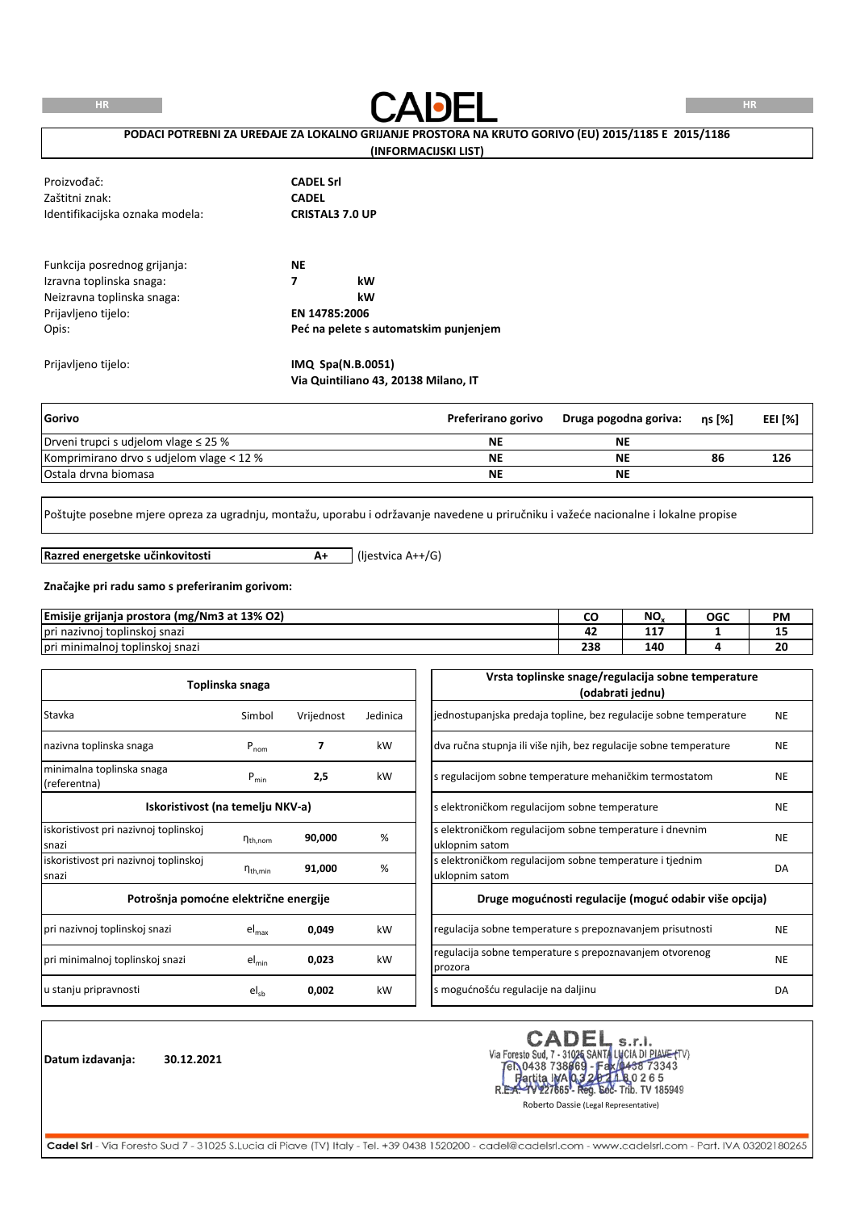# CADEL

**PODACI POTREBNI ZA UREĐAJE ZA LOKALNO GRIJANJE PROSTORA NA KRUTO GORIVO (EU) 2015/1185 E 2015/1186 (INFORMACIJSKI LIST)**

| | |
|---|---|
| Proizvođač: | **CADEL Srl** |
| Zaštitni znak: | **CADEL** |
| Identifikacijska oznaka modela: | **CRISTAL3 7.0 UP** |

| | | |
|---|---|---|
| Funkcija posrednog grijanja: | **NE** | |
| Izravna toplinska snaga: | **7** | **kW** |
| Neizravna toplinska snaga: | | **kW** |
| Prijavljeno tijelo: | **EN 14785:2006** | |
| Opis: | **Peć na pelete s automatskim punjenjem** | |

Prijavljeno tijelo: **IMQ Spa(N.B.0051)**
**Via Quintiliano 43, 20138 Milano, IT**

| Gorivo | Preferirano gorivo | Druga pogodna goriva: | ηs [%] | EEI [%] |
|---|---|---|---|---|
| Drveni trupci s udjelom vlage ≤ 25 % | NE | NE | | |
| Komprimirano drvo s udjelom vlage < 12 % | NE | NE | 86 | 126 |
| Ostala drvna biomasa | NE | NE | | |

Poštujte posebne mjere opreza za ugradnju, montažu, uporabu i održavanje navedene u priručniku i važeće nacionalne i lokalne propise

**Razred energetske učinkovitosti** **A+** (ljestvica A++/G)

**Značajke pri radu samo s preferiranim gorivom:**

| Emisije grijanja prostora (mg/Nm3 at 13% O2) | CO | $NO_x$ | OGC | PM |
|---|---|---|---|---|
| pri nazivnoj toplinskoj snazi | 42 | 117 | 1 | 15 |
| pri minimalnoj toplinskoj snazi | 238 | 140 | 4 | 20 |

| Toplinska snaga | | | |
|---|---|---|---|
| Stavka | Simbol | Vrijednost | Jedinica |
| nazivna toplinska snaga | $P_{nom}$ | **7** | kW |
| minimalna toplinska snaga (referentna) | $P_{min}$ | **2,5** | kW |
| **Iskoristivost (na temelju NKV-a)** | | | |
| iskoristivost pri nazivnoj toplinskoj snazi | $\eta_{th,nom}$ | **90,000** | % |
| iskoristivost pri nazivnoj toplinskoj snazi | $\eta_{th,min}$ | **91,000** | % |
| **Potrošnja pomoćne električne energije** | | | |
| pri nazivnoj toplinskoj snazi | $el_{max}$ | **0,049** | kW |
| pri minimalnoj toplinskoj snazi | $el_{min}$ | **0,023** | kW |
| u stanju pripravnosti | $el_{sb}$ | **0,002** | kW |

| Vrsta toplinske snage/regulacija sobne temperature (odabrati jednu) | |
|---|---|
| jednostupanjska predaja topline, bez regulacije sobne temperature | NE |
| dva ručna stupnja ili više njih, bez regulacije sobne temperature | NE |
| s regulacijom sobne temperature mehaničkim termostatom | NE |
| s elektroničkom regulacijom sobne temperature | NE |
| s elektroničkom regulacijom sobne temperature i dnevnim uklopnim satom | NE |
| s elektroničkom regulacijom sobne temperature i tjednim uklopnim satom | DA |
| **Druge mogućnosti regulacije (moguć odabir više opcija)** | |
| regulacija sobne temperature s prepoznavanjem prisutnosti | NE |
| regulacija sobne temperature s prepoznavanjem otvorenog prozora | NE |
| s mogućnošću regulacije na daljinu | DA |

**Datum izdavanja:** 30.12.2021

CADEL s.r.l.
Via Foresto Sud, 7 - 31025 SANTA LUCIA DI PIAVE (TV)
Tel. 0438 738669 - Fax 0438 73343
Partita IVA 03202180265
R.E.A. TV 227665 - Reg. Soc. Trib. TV 185949
Roberto Dassie (Legal Representative)

Cadel Srl - Via Foresto Sud 7 - 31025 S.Lucia di Piave (TV) Italy - Tel. +39 0438 1520200 - cadel@cadelsrl.com - www.cadelsrl.com - Part. IVA 03202180265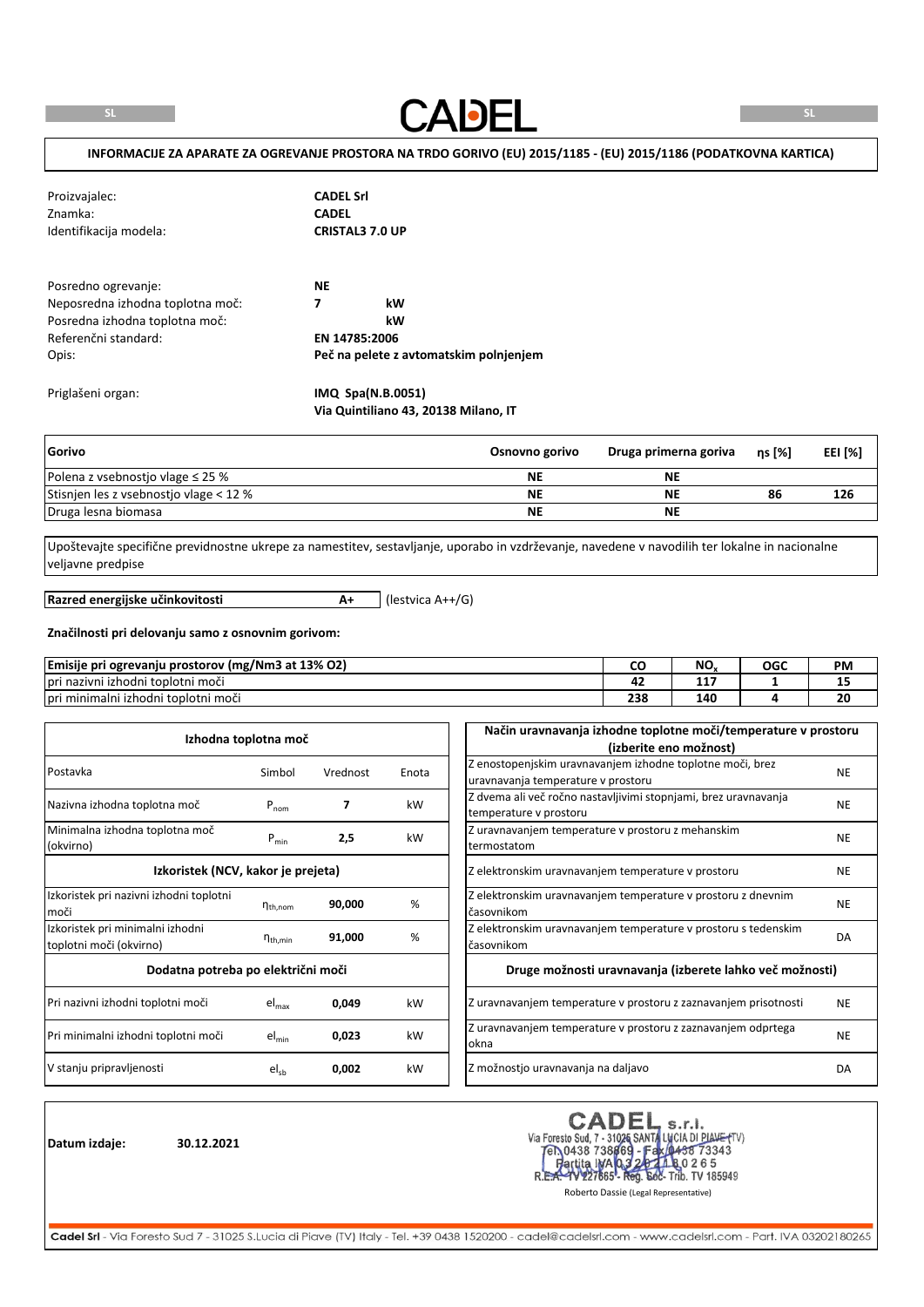# CADEL

**INFORMACIJE ZA APARATE ZA OGREVANJE PROSTORA NA TRDO GORIVO (EU) 2015/1185 - (EU) 2015/1186 (PODATKOVNA KARTICA)**

| | |
|---|---|
| Proizvajalec: | **CADEL Srl** |
| Znamka: | **CADEL** |
| Identifikacija modela: | **CRISTAL3 7.0 UP** |

| | | |
|---|---|---|
| Posredno ogrevanje: | **NE** | |
| Neposredna izhodna toplotna moč: | **7** | **kW** |
| Posredna izhodna toplotna moč: | | **kW** |
| Referenčni standard: | **EN 14785:2006** | |
| Opis: | **Peč na pelete z avtomatskim polnjenjem** | |

Priglašeni organ: **IMQ Spa(N.B.0051)**
**Via Quintiliano 43, 20138 Milano, IT**

| **Gorivo** | **Osnovno gorivo** | **Druga primerna goriva** | **ηs [%]** | **EEI [%]** |
|---|---|---|---|---|
| Polena z vsebnostjo vlage ≤ 25 % | **NE** | **NE** | | |
| Stisnjen les z vsebnostjo vlage < 12 % | **NE** | **NE** | **86** | **126** |
| Druga lesna biomasa | **NE** | **NE** | | |

Upoštevajte specifične previdnostne ukrepe za namestitev, sestavljanje, uporabo in vzdrževanje, navedene v navodilih ter lokalne in nacionalne veljavne predpise

**Razred energijske učinkovitosti** **A+** (lestvica A++/G)

**Značilnosti pri delovanju samo z osnovnim gorivom:**

| **Emisije pri ogrevanju prostorov (mg/Nm3 at 13% O2)** | **CO** | **$NO_x$** | **OGC** | **PM** |
|---|---|---|---|---|
| pri nazivni izhodni toplotni moči | **42** | **117** | **1** | **15** |
| pri minimalni izhodni toplotni moči | **238** | **140** | **4** | **20** |

| **Izhodna toplotna moč** | | | |
|---|---|---|---|
| Postavka | Simbol | Vrednost | Enota |
| Nazivna izhodna toplotna moč | $P_{nom}$ | **7** | kW |
| Minimalna izhodna toplotna moč (okvirno) | $P_{min}$ | **2,5** | kW |
| **Izkoristek (NCV, kakor je prejeta)** | | | |
| Izkoristek pri nazivni izhodni toplotni moči | $\eta_{th,nom}$ | **90,000** | % |
| Izkoristek pri minimalni izhodni toplotni moči (okvirno) | $\eta_{th,min}$ | **91,000** | % |
| **Dodatna potreba po električni moči** | | | |
| Pri nazivni izhodni toplotni moči | $el_{max}$ | **0,049** | kW |
| Pri minimalni izhodni toplotni moči | $el_{min}$ | **0,023** | kW |
| V stanju pripravljenosti | $el_{sb}$ | **0,002** | kW |

| **Način uravnavanja izhodne toplotne moči/temperature v prostoru (izberite eno možnost)** | |
|---|---|
| Z enostopenjskim uravnavanjem izhodne toplotne moči, brez uravnavanja temperature v prostoru | NE |
| Z dvema ali več ročno nastavljivimi stopnjami, brez uravnavanja temperature v prostoru | NE |
| Z uravnavanjem temperature v prostoru z mehanskim termostatom | NE |
| Z elektronskim uravnavanjem temperature v prostoru | NE |
| Z elektronskim uravnavanjem temperature v prostoru z dnevnim časovnikom | NE |
| Z elektronskim uravnavanjem temperature v prostoru s tedenskim časovnikom | DA |
| **Druge možnosti uravnavanja (izberete lahko več možnosti)** | |
| Z uravnavanjem temperature v prostoru z zaznavanjem prisotnosti | NE |
| Z uravnavanjem temperature v prostoru z zaznavanjem odprtega okna | NE |
| Z možnostjo uravnavanja na daljavo | DA |

**Datum izdaje:** **30.12.2021**

CADEL s.r.l.
Via Foresto Sud, 7 - 31025 SANTA LUCIA DI PIAVE (TV)
Tel. 0438 738669 - Fax 0438 73343
Partita IVA 03202180265
R.E.A. TV 227665 - Reg. Soc. Trib. TV 185949
Roberto Dassie (Legal Representative)

**Cadel Srl** - Via Foresto Sud 7 - 31025 S.Lucia di Piave (TV) Italy - Tel. +39 0438 1520200 - cadel@cadelsrl.com - www.cadelsrl.com - Part. IVA 03202180265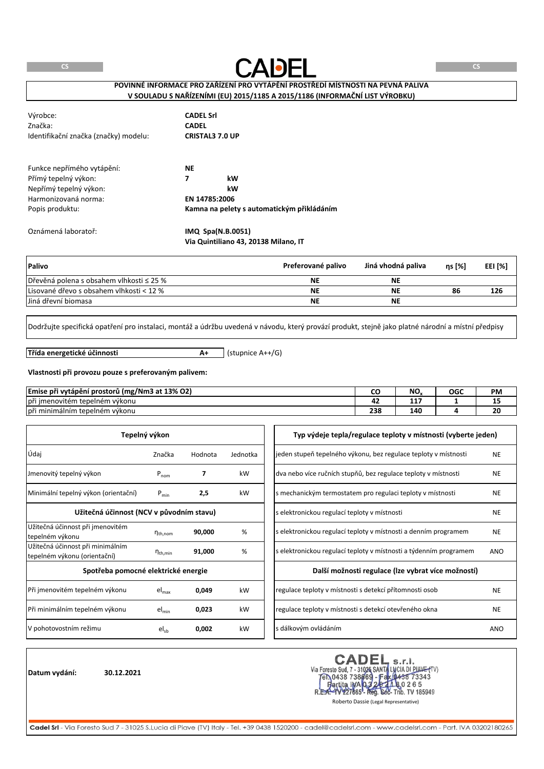CS CADEL CS

**POVINNÉ INFORMACE PRO ZAŘÍZENÍ PRO VYTÁPĚNÍ PROSTŘEDÍ MÍSTNOSTI NA PEVNÁ PALIVA V SOULADU S NAŘÍZENÍMI (EU) 2015/1185 A 2015/1186 (INFORMAČNÍ LIST VÝROBKU)**

| | |
|---|---|
| Výrobce: | **CADEL Srl** |
| Značka: | **CADEL** |
| Identifikační značka (značky) modelu: | **CRISTAL3 7.0 UP** |

| | | |
|---|---|---|
| Funkce nepřímého vytápění: | **NE** | |
| Přímý tepelný výkon: | **7** | **kW** |
| Nepřímý tepelný výkon: | | **kW** |
| Harmonizovaná norma: | **EN 14785:2006** | |
| Popis produktu: | **Kamna na pelety s automatickým přikládáním** | |

Oznámená laboratoř: **IMQ Spa(N.B.0051)**
**Via Quintiliano 43, 20138 Milano, IT**

| **Palivo** | **Preferované palivo** | **Jiná vhodná paliva** | **ηs [%]** | **EEI [%]** |
|---|---|---|---|---|
| Dřevěná polena s obsahem vlhkosti ≤ 25 % | **NE** | **NE** | | |
| Lisované dřevo s obsahem vlhkosti < 12 % | **NE** | **NE** | **86** | **126** |
| Jiná dřevní biomasa | **NE** | **NE** | | |

Dodržujte specifická opatření pro instalaci, montáž a údržbu uvedená v návodu, který provází produkt, stejně jako platné národní a místní předpisy

**Třída energetické účinnosti** **A+** (stupnice A++/G)

**Vlastnosti při provozu pouze s preferovaným palivem:**

| **Emise při vytápění prostorů (mg/Nm3 at 13% O2)** | **CO** | **$NO_x$** | **OGC** | **PM** |
|---|---|---|---|---|
| při jmenovitém tepelném výkonu | **42** | **117** | **1** | **15** |
| při minimálním tepelném výkonu | **238** | **140** | **4** | **20** |

| **Tepelný výkon** | | | |
|---|---|---|---|
| Údaj | Značka | Hodnota | Jednotka |
| Jmenovitý tepelný výkon | $P_{nom}$ | **7** | kW |
| Minimální tepelný výkon (orientační) | $P_{min}$ | **2,5** | kW |
| **Užitečná účinnost (NCV v původním stavu)** | | | |
| Užitečná účinnost při jmenovitém tepelném výkonu | $\eta_{th,nom}$ | **90,000** | % |
| Užitečná účinnost při minimálním tepelném výkonu (orientační) | $\eta_{th,min}$ | **91,000** | % |
| **Spotřeba pomocné elektrické energie** | | | |
| Při jmenovitém tepelném výkonu | $el_{max}$ | **0,049** | kW |
| Při minimálním tepelném výkonu | $el_{min}$ | **0,023** | kW |
| V pohotovostním režimu | $el_{sb}$ | **0,002** | kW |

| **Typ výdeje tepla/regulace teploty v místnosti (vyberte jeden)** | |
|---|---|
| jeden stupeň tepelného výkonu, bez regulace teploty v místnosti | NE |
| dva nebo více ručních stupňů, bez regulace teploty v místnosti | NE |
| s mechanickým termostatem pro regulaci teploty v místnosti | NE |
| s elektronickou regulací teploty v místnosti | NE |
| s elektronickou regulací teploty v místnosti a denním programem | NE |
| s elektronickou regulací teploty v místnosti a týdenním programem | ANO |
| **Další možnosti regulace (lze vybrat více možností)** | |
| regulace teploty v místnosti s detekcí přítomnosti osob | NE |
| regulace teploty v místnosti s detekcí otevřeného okna | NE |
| s dálkovým ovládáním | ANO |

**Datum vydání:** **30.12.2021**

CADEL s.r.l.
Via Foresto Sud, 7 - 31025 SANTA LUCIA DI PIAVE (TV)
Tel. 0438 738669 - Fax 0438 73343
Partita IVA 03202180265
R.E.A. TV 227665 - Reg. Soc. Trib. TV 185949
Roberto Dassie (Legal Representative)

Cadel Srl - Via Foresto Sud 7 - 31025 S.Lucia di Piave (TV) Italy - Tel. +39 0438 1520200 - cadel@cadelsrl.com - www.cadelsrl.com - Part. IVA 03202180265